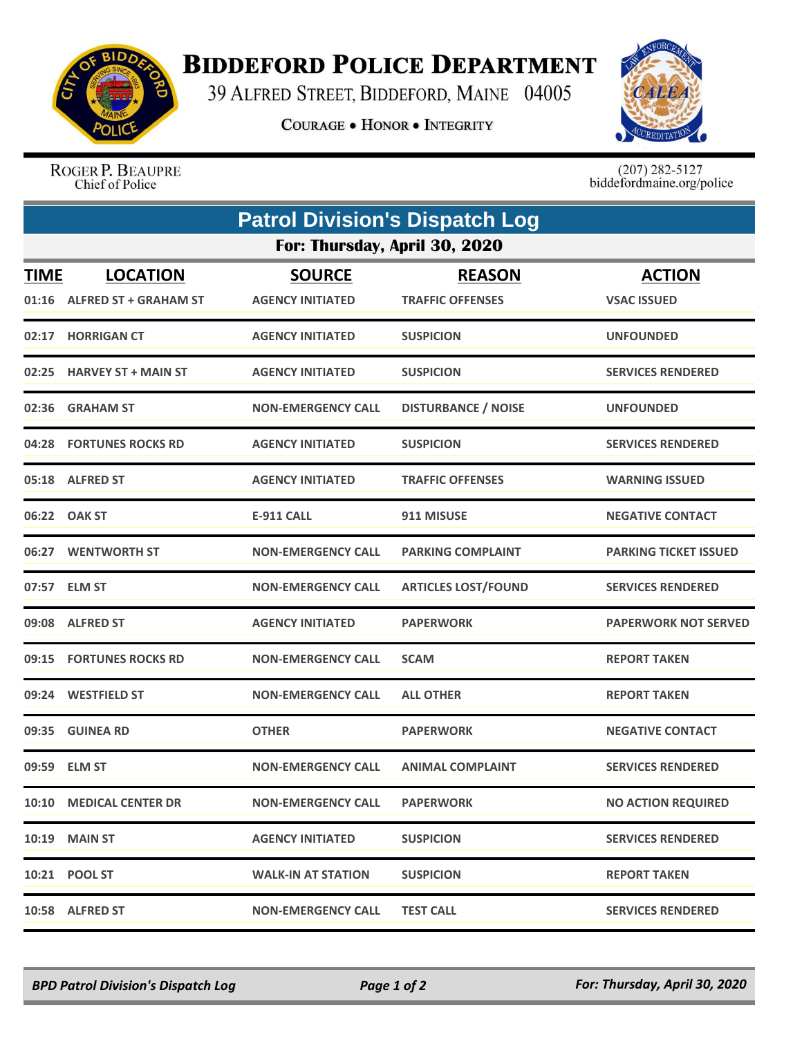# Biddeford Police Department

39 Alfred Street, Biddeford, Maine 04005

Courage • Honor • Integrity

Roger P. Beaupre
Chief of Police

(207) 282-5127
biddefordmaine.org/police

## Patrol Division's Dispatch Log

### For: Thursday, April 30, 2020

| TIME | LOCATION | SOURCE | REASON | ACTION |
|---|---|---|---|---|
| 01:16 | ALFRED ST + GRAHAM ST | AGENCY INITIATED | TRAFFIC OFFENSES | VSAC ISSUED |
| 02:17 | HORRIGAN CT | AGENCY INITIATED | SUSPICION | UNFOUNDED |
| 02:25 | HARVEY ST + MAIN ST | AGENCY INITIATED | SUSPICION | SERVICES RENDERED |
| 02:36 | GRAHAM ST | NON-EMERGENCY CALL | DISTURBANCE / NOISE | UNFOUNDED |
| 04:28 | FORTUNES ROCKS RD | AGENCY INITIATED | SUSPICION | SERVICES RENDERED |
| 05:18 | ALFRED ST | AGENCY INITIATED | TRAFFIC OFFENSES | WARNING ISSUED |
| 06:22 | OAK ST | E-911 CALL | 911 MISUSE | NEGATIVE CONTACT |
| 06:27 | WENTWORTH ST | NON-EMERGENCY CALL | PARKING COMPLAINT | PARKING TICKET ISSUED |
| 07:57 | ELM ST | NON-EMERGENCY CALL | ARTICLES LOST/FOUND | SERVICES RENDERED |
| 09:08 | ALFRED ST | AGENCY INITIATED | PAPERWORK | PAPERWORK NOT SERVED |
| 09:15 | FORTUNES ROCKS RD | NON-EMERGENCY CALL | SCAM | REPORT TAKEN |
| 09:24 | WESTFIELD ST | NON-EMERGENCY CALL | ALL OTHER | REPORT TAKEN |
| 09:35 | GUINEA RD | OTHER | PAPERWORK | NEGATIVE CONTACT |
| 09:59 | ELM ST | NON-EMERGENCY CALL | ANIMAL COMPLAINT | SERVICES RENDERED |
| 10:10 | MEDICAL CENTER DR | NON-EMERGENCY CALL | PAPERWORK | NO ACTION REQUIRED |
| 10:19 | MAIN ST | AGENCY INITIATED | SUSPICION | SERVICES RENDERED |
| 10:21 | POOL ST | WALK-IN AT STATION | SUSPICION | REPORT TAKEN |
| 10:58 | ALFRED ST | NON-EMERGENCY CALL | TEST CALL | SERVICES RENDERED |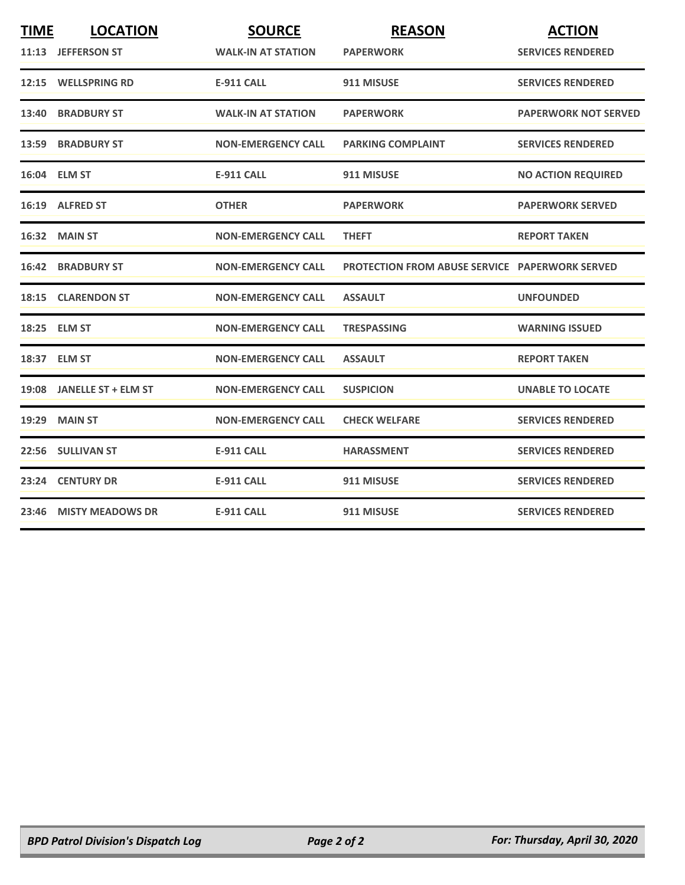| TIME | LOCATION | SOURCE | REASON | ACTION |
|---|---|---|---|---|
| 11:13 | JEFFERSON ST | WALK-IN AT STATION | PAPERWORK | SERVICES RENDERED |
| 12:15 | WELLSPRING RD | E-911 CALL | 911 MISUSE | SERVICES RENDERED |
| 13:40 | BRADBURY ST | WALK-IN AT STATION | PAPERWORK | PAPERWORK NOT SERVED |
| 13:59 | BRADBURY ST | NON-EMERGENCY CALL | PARKING COMPLAINT | SERVICES RENDERED |
| 16:04 | ELM ST | E-911 CALL | 911 MISUSE | NO ACTION REQUIRED |
| 16:19 | ALFRED ST | OTHER | PAPERWORK | PAPERWORK SERVED |
| 16:32 | MAIN ST | NON-EMERGENCY CALL | THEFT | REPORT TAKEN |
| 16:42 | BRADBURY ST | NON-EMERGENCY CALL | PROTECTION FROM ABUSE SERVICE | PAPERWORK SERVED |
| 18:15 | CLARENDON ST | NON-EMERGENCY CALL | ASSAULT | UNFOUNDED |
| 18:25 | ELM ST | NON-EMERGENCY CALL | TRESPASSING | WARNING ISSUED |
| 18:37 | ELM ST | NON-EMERGENCY CALL | ASSAULT | REPORT TAKEN |
| 19:08 | JANELLE ST + ELM ST | NON-EMERGENCY CALL | SUSPICION | UNABLE TO LOCATE |
| 19:29 | MAIN ST | NON-EMERGENCY CALL | CHECK WELFARE | SERVICES RENDERED |
| 22:56 | SULLIVAN ST | E-911 CALL | HARASSMENT | SERVICES RENDERED |
| 23:24 | CENTURY DR | E-911 CALL | 911 MISUSE | SERVICES RENDERED |
| 23:46 | MISTY MEADOWS DR | E-911 CALL | 911 MISUSE | SERVICES RENDERED |